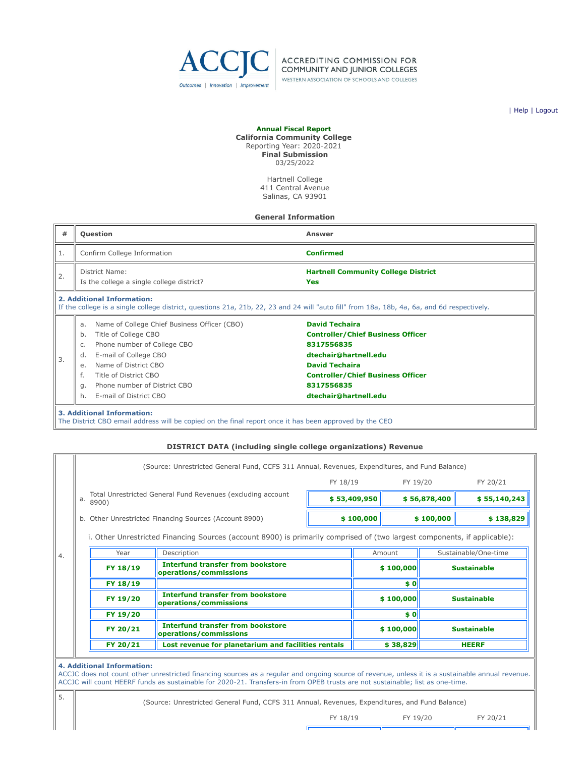ACCJC — ACCREDITING COMMISSION FOR COMMUNITY AND JUNIOR COLLEGES — WESTERN ASSOCIATION OF SCHOOLS AND COLLEGES

Outcomes | Innovation | Improvement

| Help | Logout

**Annual Fiscal Report**
**California Community College**
Reporting Year: 2020-2021
**Final Submission**
03/25/2022

Hartnell College
411 Central Avenue
Salinas, CA 93901

## General Information

| # | Question | Answer |
|---|---|---|
| 1. | Confirm College Information | **Confirmed** |
| 2. | District Name:<br>Is the college a single college district? | **Hartnell Community College District**<br>**Yes** |

**2. Additional Information:**
If the college is a single college district, questions 21a, 21b, 22, 23 and 24 will "auto fill" from 18a, 18b, 4a, 6a, and 6d respectively.

| # | Question | Answer |
|---|---|---|
| 3. | a. Name of College Chief Business Officer (CBO) | **David Techaira** |
| | b. Title of College CBO | **Controller/Chief Business Officer** |
| | c. Phone number of College CBO | **8317556835** |
| | d. E-mail of College CBO | **dtechair@hartnell.edu** |
| | e. Name of District CBO | **David Techaira** |
| | f. Title of District CBO | **Controller/Chief Business Officer** |
| | g. Phone number of District CBO | **8317556835** |
| | h. E-mail of District CBO | **dtechair@hartnell.edu** |

**3. Additional Information:**
The District CBO email address will be copied on the final report once it has been approved by the CEO

## DISTRICT DATA (including single college organizations) Revenue

**4.** (Source: Unrestricted General Fund, CCFS 311 Annual, Revenues, Expenditures, and Fund Balance)

| | FY 18/19 | FY 19/20 | FY 20/21 |
|---|---|---|---|
| a. Total Unrestricted General Fund Revenues (excluding account 8900) | **$ 53,409,950** | **$ 56,878,400** | **$ 55,140,243** |
| b. Other Unrestricted Financing Sources (Account 8900) | **$ 100,000** | **$ 100,000** | **$ 138,829** |

i. Other Unrestricted Financing Sources (account 8900) is primarily comprised of (two largest components, if applicable):

| Year | Description | Amount | Sustainable/One-time |
|---|---|---|---|
| **FY 18/19** | **Interfund transfer from bookstore operations/commissions** | **$ 100,000** | **Sustainable** |
| **FY 18/19** | | **$ 0** | |
| **FY 19/20** | **Interfund transfer from bookstore operations/commissions** | **$ 100,000** | **Sustainable** |
| **FY 19/20** | | **$ 0** | |
| **FY 20/21** | **Interfund transfer from bookstore operations/commissions** | **$ 100,000** | **Sustainable** |
| **FY 20/21** | **Lost revenue for planetarium and facilities rentals** | **$ 38,829** | **HEERF** |

**4. Additional Information:**
ACCJC does not count other unrestricted financing sources as a regular and ongoing source of revenue, unless it is a sustainable annual revenue. ACCJC will count HEERF funds as sustainable for 2020-21. Transfers-in from OPEB trusts are not sustainable; list as one-time.

**5.** (Source: Unrestricted General Fund, CCFS 311 Annual, Revenues, Expenditures, and Fund Balance)

| FY 18/19 | FY 19/20 | FY 20/21 |
|---|---|---|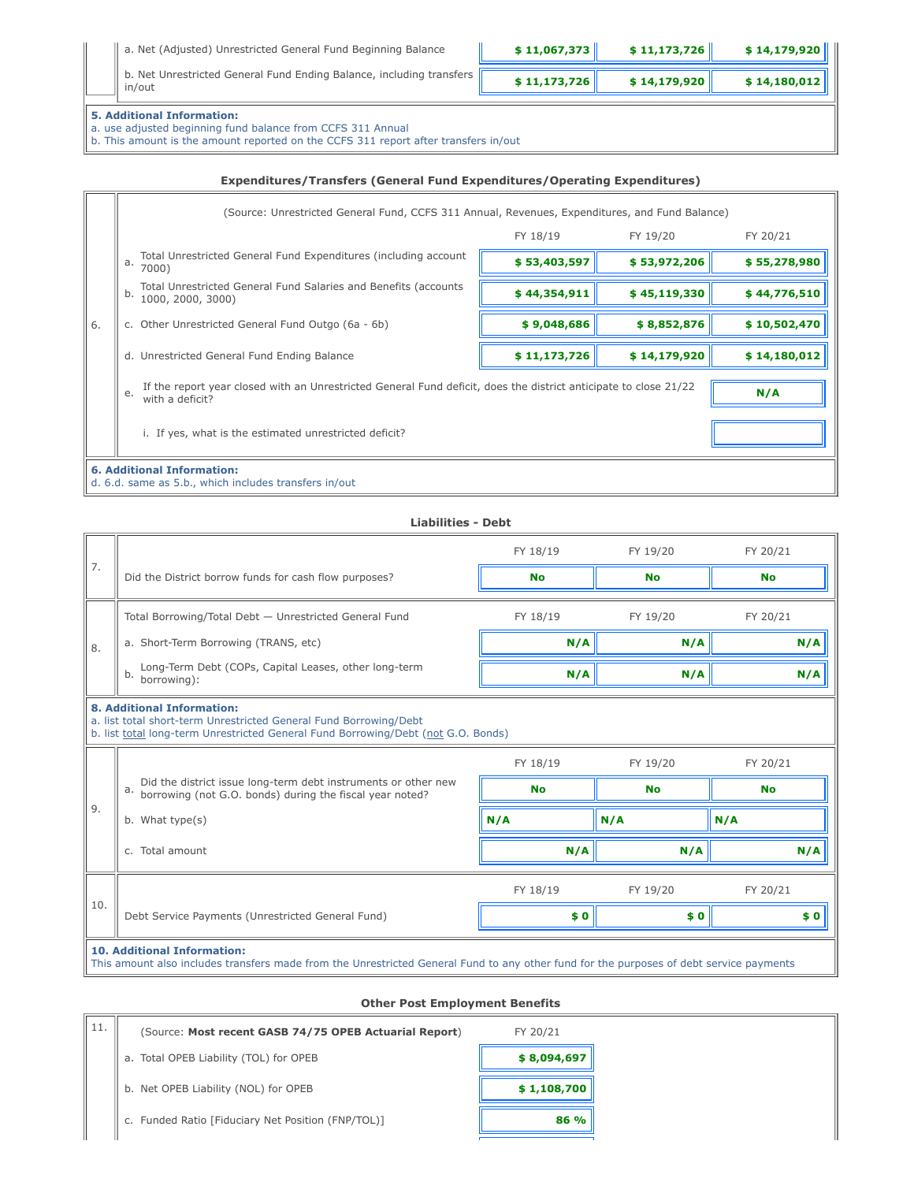| | | FY 18/19 | FY 19/20 | FY 20/21 |
|---|---|---|---|---|
| | a. Net (Adjusted) Unrestricted General Fund Beginning Balance | $ 11,067,373 | $ 11,173,726 | $ 14,179,920 |
| | b. Net Unrestricted General Fund Ending Balance, including transfers in/out | $ 11,173,726 | $ 14,179,920 | $ 14,180,012 |

**5. Additional Information:**
a. use adjusted beginning fund balance from CCFS 311 Annual
b. This amount is the amount reported on the CCFS 311 report after transfers in/out

### Expenditures/Transfers (General Fund Expenditures/Operating Expenditures)

(Source: Unrestricted General Fund, CCFS 311 Annual, Revenues, Expenditures, and Fund Balance)

| | | FY 18/19 | FY 19/20 | FY 20/21 |
|---|---|---|---|---|
| 6. | a. Total Unrestricted General Fund Expenditures (including account 7000) | $ 53,403,597 | $ 53,972,206 | $ 55,278,980 |
| | b. Total Unrestricted General Fund Salaries and Benefits (accounts 1000, 2000, 3000) | $ 44,354,911 | $ 45,119,330 | $ 44,776,510 |
| | c. Other Unrestricted General Fund Outgo (6a - 6b) | $ 9,048,686 | $ 8,852,876 | $ 10,502,470 |
| | d. Unrestricted General Fund Ending Balance | $ 11,173,726 | $ 14,179,920 | $ 14,180,012 |
| | e. If the report year closed with an Unrestricted General Fund deficit, does the district anticipate to close 21/22 with a deficit? | | | N/A |
| | i. If yes, what is the estimated unrestricted deficit? | | | |

**6. Additional Information:**
d. 6.d. same as 5.b., which includes transfers in/out

### Liabilities - Debt

| | | FY 18/19 | FY 19/20 | FY 20/21 |
|---|---|---|---|---|
| 7. | Did the District borrow funds for cash flow purposes? | No | No | No |

| | Total Borrowing/Total Debt — Unrestricted General Fund | FY 18/19 | FY 19/20 | FY 20/21 |
|---|---|---|---|---|
| 8. | a. Short-Term Borrowing (TRANS, etc) | N/A | N/A | N/A |
| | b. Long-Term Debt (COPs, Capital Leases, other long-term borrowing): | N/A | N/A | N/A |

**8. Additional Information:**
a. list total short-term Unrestricted General Fund Borrowing/Debt
b. list total long-term Unrestricted General Fund Borrowing/Debt (not G.O. Bonds)

| | | FY 18/19 | FY 19/20 | FY 20/21 |
|---|---|---|---|---|
| 9. | a. Did the district issue long-term debt instruments or other new borrowing (not G.O. bonds) during the fiscal year noted? | No | No | No |
| | b. What type(s) | N/A | N/A | N/A |
| | c. Total amount | N/A | N/A | N/A |

| | | FY 18/19 | FY 19/20 | FY 20/21 |
|---|---|---|---|---|
| 10. | Debt Service Payments (Unrestricted General Fund) | $ 0 | $ 0 | $ 0 |

**10. Additional Information:**
This amount also includes transfers made from the Unrestricted General Fund to any other fund for the purposes of debt service payments

### Other Post Employment Benefits

| | (Source: **Most recent GASB 74/75 OPEB Actuarial Report**) | FY 20/21 |
|---|---|---|
| 11. | a. Total OPEB Liability (TOL) for OPEB | $ 8,094,697 |
| | b. Net OPEB Liability (NOL) for OPEB | $ 1,108,700 |
| | c. Funded Ratio [Fiduciary Net Position (FNP/TOL)] | 86 % |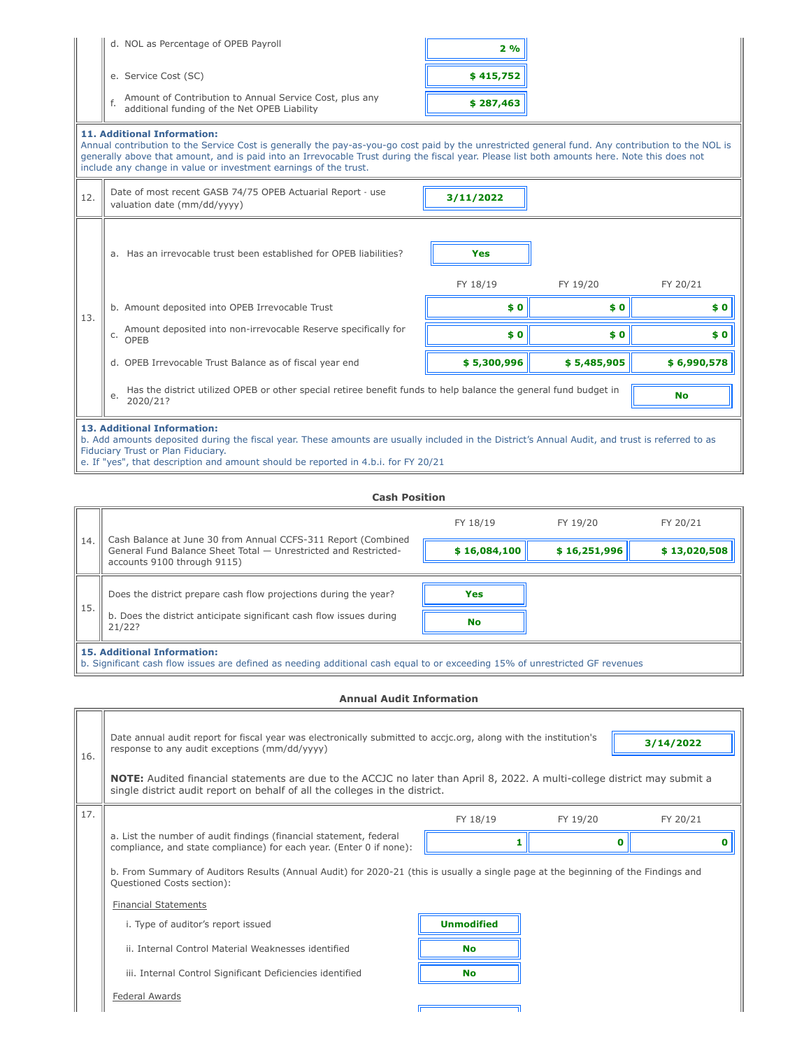| | | |
|---|---|---|
| | d. NOL as Percentage of OPEB Payroll | 2 % |
| | e. Service Cost (SC) | $ 415,752 |
| | f. Amount of Contribution to Annual Service Cost, plus any additional funding of the Net OPEB Liability | $ 287,463 |

**11. Additional Information:**
Annual contribution to the Service Cost is generally the pay-as-you-go cost paid by the unrestricted general fund. Any contribution to the NOL is generally above that amount, and is paid into an Irrevocable Trust during the fiscal year. Please list both amounts here. Note this does not include any change in value or investment earnings of the trust.

| | | |
|---|---|---|
| 12. | Date of most recent GASB 74/75 OPEB Actuarial Report - use valuation date (mm/dd/yyyy) | 3/11/2022 |

| 13. | | FY 18/19 | FY 19/20 | FY 20/21 |
|---|---|---|---|---|
| | a. Has an irrevocable trust been established for OPEB liabilities? | Yes | | |
| | b. Amount deposited into OPEB Irrevocable Trust | $ 0 | $ 0 | $ 0 |
| | c. Amount deposited into non-irrevocable Reserve specifically for OPEB | $ 0 | $ 0 | $ 0 |
| | d. OPEB Irrevocable Trust Balance as of fiscal year end | $ 5,300,996 | $ 5,485,905 | $ 6,990,578 |
| | e. Has the district utilized OPEB or other special retiree benefit funds to help balance the general fund budget in 2020/21? | | | No |

**13. Additional Information:**
b. Add amounts deposited during the fiscal year. These amounts are usually included in the District's Annual Audit, and trust is referred to as Fiduciary Trust or Plan Fiduciary.
e. If "yes", that description and amount should be reported in 4.b.i. for FY 20/21

### Cash Position

| | | FY 18/19 | FY 19/20 | FY 20/21 |
|---|---|---|---|---|
| 14. | Cash Balance at June 30 from Annual CCFS-311 Report (Combined General Fund Balance Sheet Total — Unrestricted and Restricted-accounts 9100 through 9115) | $ 16,084,100 | $ 16,251,996 | $ 13,020,508 |

| | | |
|---|---|---|
| 15. | Does the district prepare cash flow projections during the year? | Yes |
| | b. Does the district anticipate significant cash flow issues during 21/22? | No |

**15. Additional Information:**
b. Significant cash flow issues are defined as needing additional cash equal to or exceeding 15% of unrestricted GF revenues

### Annual Audit Information

| | | |
|---|---|---|
| 16. | Date annual audit report for fiscal year was electronically submitted to accjc.org, along with the institution's response to any audit exceptions (mm/dd/yyyy) | 3/14/2022 |

**NOTE:** Audited financial statements are due to the ACCJC no later than April 8, 2022. A multi-college district may submit a single district audit report on behalf of all the colleges in the district.

| 17. | | FY 18/19 | FY 19/20 | FY 20/21 |
|---|---|---|---|---|
| | a. List the number of audit findings (financial statement, federal compliance, and state compliance) for each year. (Enter 0 if none): | 1 | 0 | 0 |

b. From Summary of Auditors Results (Annual Audit) for 2020-21 (this is usually a single page at the beginning of the Findings and Questioned Costs section):

Financial Statements

| | |
|---|---|
| i. Type of auditor's report issued | Unmodified |
| ii. Internal Control Material Weaknesses identified | No |
| iii. Internal Control Significant Deficiencies identified | No |

Federal Awards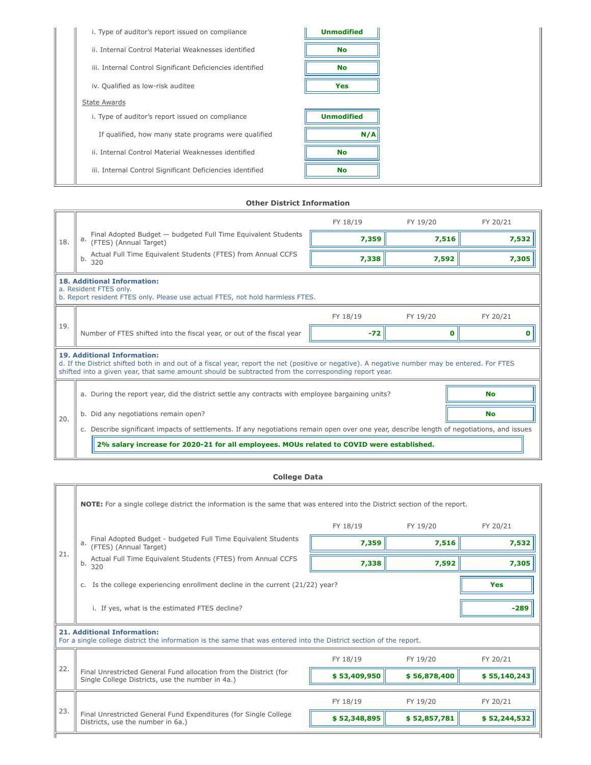| | |
|---|---|
| i. Type of auditor's report issued on compliance | **Unmodified** |
| ii. Internal Control Material Weaknesses identified | **No** |
| iii. Internal Control Significant Deficiencies identified | **No** |
| iv. Qualified as low-risk auditee | **Yes** |

State Awards

| | |
|---|---|
| i. Type of auditor's report issued on compliance | **Unmodified** |
| If qualified, how many state programs were qualified | **N/A** |
| ii. Internal Control Material Weaknesses identified | **No** |
| iii. Internal Control Significant Deficiencies identified | **No** |

### Other District Information

| | | FY 18/19 | FY 19/20 | FY 20/21 |
|---|---|---|---|---|
| 18. | a. Final Adopted Budget — budgeted Full Time Equivalent Students (FTES) (Annual Target) | **7,359** | **7,516** | **7,532** |
| | b. Actual Full Time Equivalent Students (FTES) from Annual CCFS 320 | **7,338** | **7,592** | **7,305** |

**18. Additional Information:**
a. Resident FTES only.
b. Report resident FTES only. Please use actual FTES, not hold harmless FTES.

| | | FY 18/19 | FY 19/20 | FY 20/21 |
|---|---|---|---|---|
| 19. | Number of FTES shifted into the fiscal year, or out of the fiscal year | **-72** | **0** | **0** |

**19. Additional Information:**
d. If the District shifted both in and out of a fiscal year, report the net (positive or negative). A negative number may be entered. For FTES shifted into a given year, that same amount should be subtracted from the corresponding report year.

20.

| | |
|---|---|
| a. During the report year, did the district settle any contracts with employee bargaining units? | **No** |
| b. Did any negotiations remain open? | **No** |

c. Describe significant impacts of settlements. If any negotiations remain open over one year, describe length of negotiations, and issues

**2% salary increase for 2020-21 for all employees. MOUs related to COVID were established.**

### College Data

21.

**NOTE:** For a single college district the information is the same that was entered into the District section of the report.

| | FY 18/19 | FY 19/20 | FY 20/21 |
|---|---|---|---|
| a. Final Adopted Budget - budgeted Full Time Equivalent Students (FTES) (Annual Target) | **7,359** | **7,516** | **7,532** |
| b. Actual Full Time Equivalent Students (FTES) from Annual CCFS 320 | **7,338** | **7,592** | **7,305** |

| | |
|---|---|
| c. Is the college experiencing enrollment decline in the current (21/22) year? | **Yes** |
| i. If yes, what is the estimated FTES decline? | **-289** |

**21. Additional Information:**
For a single college district the information is the same that was entered into the District section of the report.

| | | FY 18/19 | FY 19/20 | FY 20/21 |
|---|---|---|---|---|
| 22. | Final Unrestricted General Fund allocation from the District (for Single College Districts, use the number in 4a.) | **$ 53,409,950** | **$ 56,878,400** | **$ 55,140,243** |

| | | FY 18/19 | FY 19/20 | FY 20/21 |
|---|---|---|---|---|
| 23. | Final Unrestricted General Fund Expenditures (for Single College Districts, use the number in 6a.) | **$ 52,348,895** | **$ 52,857,781** | **$ 52,244,532** |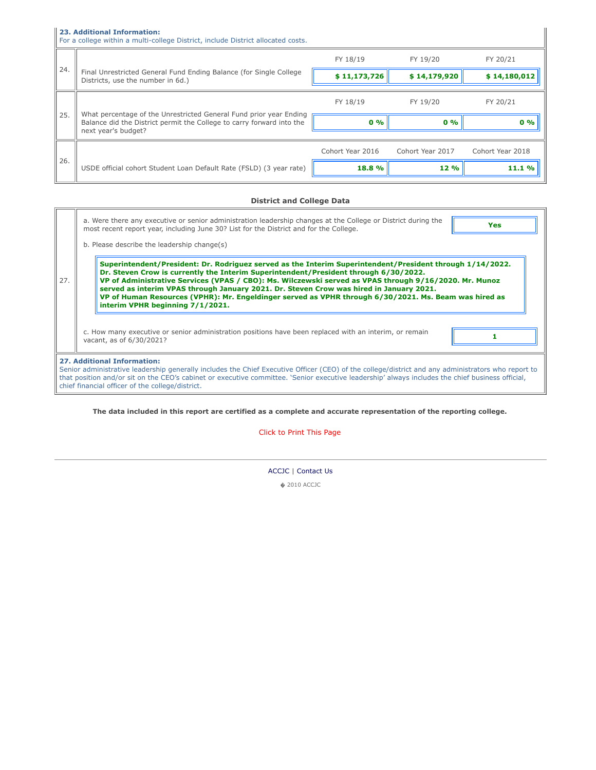**23. Additional Information:**
For a college within a multi-college District, include District allocated costs.

| | | FY 18/19 | FY 19/20 | FY 20/21 |
|---|---|---|---|---|
| 24. | Final Unrestricted General Fund Ending Balance (for Single College Districts, use the number in 6d.) | $ 11,173,726 | $ 14,179,920 | $ 14,180,012 |

| | | FY 18/19 | FY 19/20 | FY 20/21 |
|---|---|---|---|---|
| 25. | What percentage of the Unrestricted General Fund prior year Ending Balance did the District permit the College to carry forward into the next year's budget? | 0 % | 0 % | 0 % |

| | | Cohort Year 2016 | Cohort Year 2017 | Cohort Year 2018 |
|---|---|---|---|---|
| 26. | USDE official cohort Student Loan Default Rate (FSLD) (3 year rate) | 18.8 % | 12 % | 11.1 % |

### District and College Data

**27.**

a. Were there any executive or senior administration leadership changes at the College or District during the most recent report year, including June 30? List for the District and for the College.

**Yes**

b. Please describe the leadership change(s)

**Superintendent/President: Dr. Rodriguez served as the Interim Superintendent/President through 1/14/2022. Dr. Steven Crow is currently the Interim Superintendent/President through 6/30/2022.**
**VP of Administrative Services (VPAS / CBO): Ms. Wilczewski served as VPAS through 9/16/2020. Mr. Munoz served as interim VPAS through January 2021. Dr. Steven Crow was hired in January 2021.**
**VP of Human Resources (VPHR): Mr. Engeldinger served as VPHR through 6/30/2021. Ms. Beam was hired as interim VPHR beginning 7/1/2021.**

c. How many executive or senior administration positions have been replaced with an interim, or remain vacant, as of 6/30/2021?

**1**

**27. Additional Information:**
Senior administrative leadership generally includes the Chief Executive Officer (CEO) of the college/district and any administrators who report to that position and/or sit on the CEO's cabinet or executive committee. 'Senior executive leadership' always includes the chief business official, chief financial officer of the college/district.

**The data included in this report are certified as a complete and accurate representation of the reporting college.**

Click to Print This Page

ACCJC | Contact Us

� 2010 ACCJC